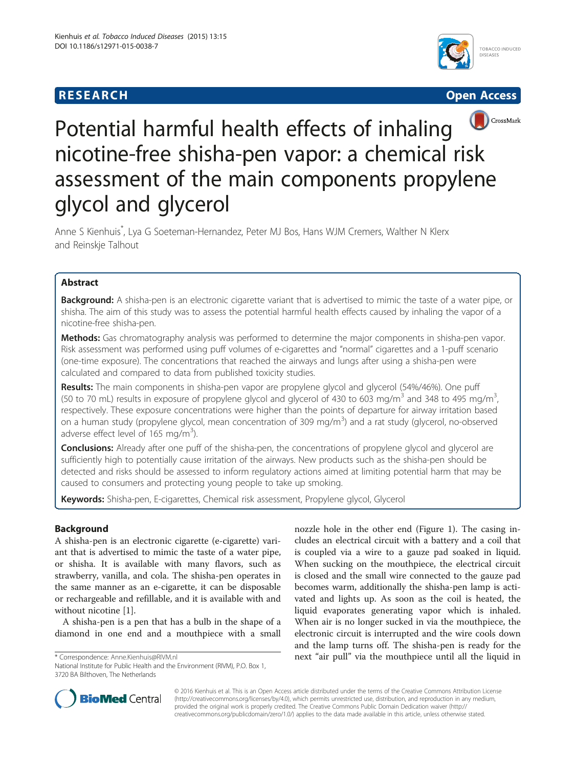**RESEARCH** **Open Access**

# Potential harmful health effects of inhaling nicotine-free shisha-pen vapor: a chemical risk assessment of the main components propylene glycol and glycerol

Anne S Kienhuis[*], Lya G Soeteman-Hernandez, Peter MJ Bos, Hans WJM Cremers, Walther N Klerx and Reinskje Talhout

## Abstract

**Background:** A shisha-pen is an electronic cigarette variant that is advertised to mimic the taste of a water pipe, or shisha. The aim of this study was to assess the potential harmful health effects caused by inhaling the vapor of a nicotine-free shisha-pen.

**Methods:** Gas chromatography analysis was performed to determine the major components in shisha-pen vapor. Risk assessment was performed using puff volumes of e-cigarettes and "normal" cigarettes and a 1-puff scenario (one-time exposure). The concentrations that reached the airways and lungs after using a shisha-pen were calculated and compared to data from published toxicity studies.

**Results:** The main components in shisha-pen vapor are propylene glycol and glycerol (54%/46%). One puff (50 to 70 mL) results in exposure of propylene glycol and glycerol of 430 to 603 mg/m$^3$ and 348 to 495 mg/m$^3$, respectively. These exposure concentrations were higher than the points of departure for airway irritation based on a human study (propylene glycol, mean concentration of 309 mg/m$^3$) and a rat study (glycerol, no-observed adverse effect level of 165 mg/m$^3$).

**Conclusions:** Already after one puff of the shisha-pen, the concentrations of propylene glycol and glycerol are sufficiently high to potentially cause irritation of the airways. New products such as the shisha-pen should be detected and risks should be assessed to inform regulatory actions aimed at limiting potential harm that may be caused to consumers and protecting young people to take up smoking.

**Keywords:** Shisha-pen, E-cigarettes, Chemical risk assessment, Propylene glycol, Glycerol

## Background

A shisha-pen is an electronic cigarette (e-cigarette) variant that is advertised to mimic the taste of a water pipe, or shisha. It is available with many flavors, such as strawberry, vanilla, and cola. The shisha-pen operates in the same manner as an e-cigarette, it can be disposable or rechargeable and refillable, and it is available with and without nicotine [1].

A shisha-pen is a pen that has a bulb in the shape of a diamond in one end and a mouthpiece with a small nozzle hole in the other end (Figure 1). The casing includes an electrical circuit with a battery and a coil that is coupled via a wire to a gauze pad soaked in liquid. When sucking on the mouthpiece, the electrical circuit is closed and the small wire connected to the gauze pad becomes warm, additionally the shisha-pen lamp is activated and lights up. As soon as the coil is heated, the liquid evaporates generating vapor which is inhaled. When air is no longer sucked in via the mouthpiece, the electronic circuit is interrupted and the wire cools down and the lamp turns off. The shisha-pen is ready for the next "air pull" via the mouthpiece until all the liquid in

* Correspondence: Anne.Kienhuis@RIVM.nl
National Institute for Public Health and the Environment (RIVM), P.O. Box 1, 3720 BA Bilthoven, The Netherlands

© 2016 Kienhuis et al. This is an Open Access article distributed under the terms of the Creative Commons Attribution License (http://creativecommons.org/licenses/by/4.0), which permits unrestricted use, distribution, and reproduction in any medium, provided the original work is properly credited. The Creative Commons Public Domain Dedication waiver (http://creativecommons.org/publicdomain/zero/1.0/) applies to the data made available in this article, unless otherwise stated.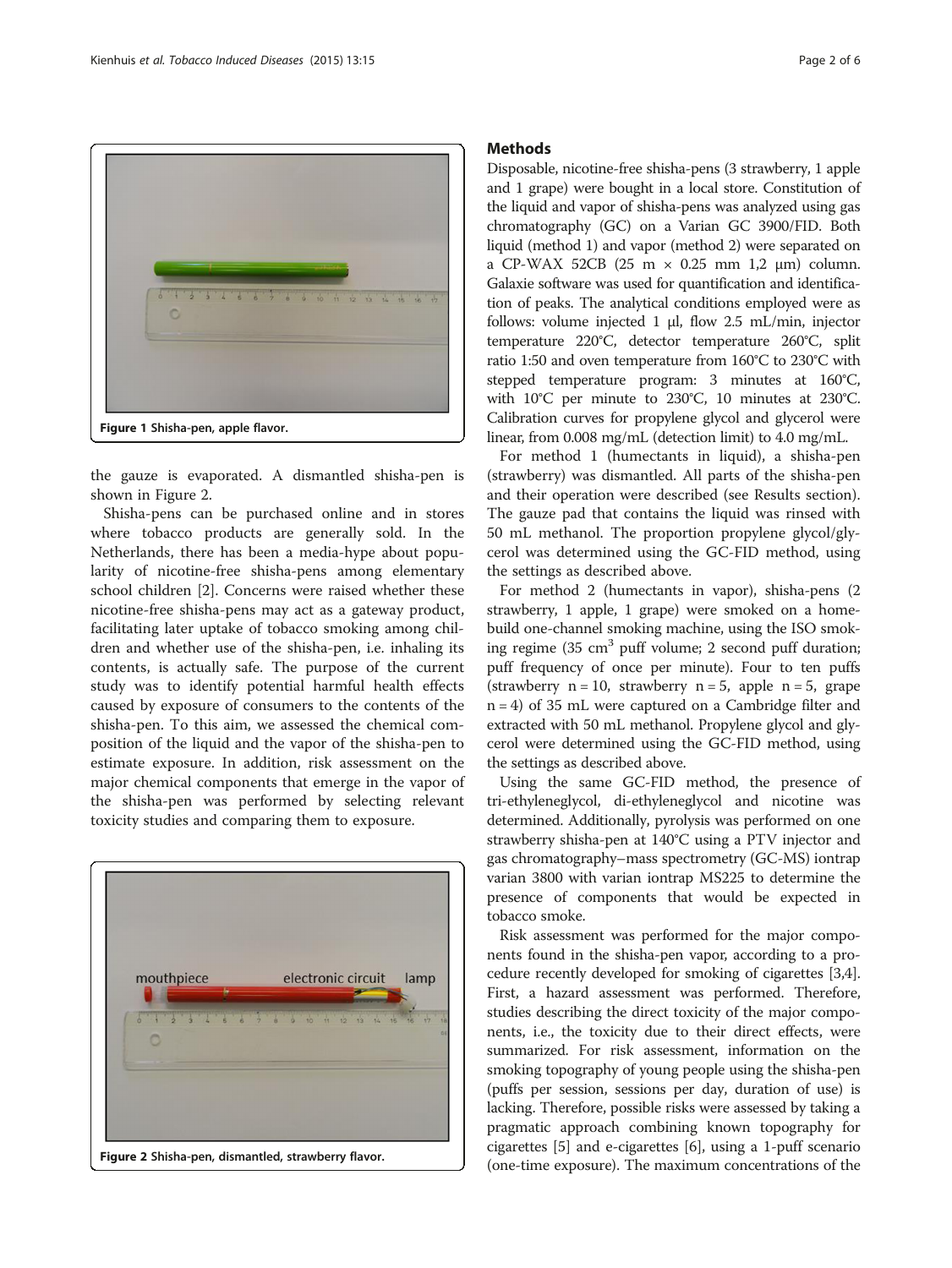Figure 1 Shisha-pen, apple flavor.

the gauze is evaporated. A dismantled shisha-pen is shown in Figure 2.

Shisha-pens can be purchased online and in stores where tobacco products are generally sold. In the Netherlands, there has been a media-hype about popularity of nicotine-free shisha-pens among elementary school children [2]. Concerns were raised whether these nicotine-free shisha-pens may act as a gateway product, facilitating later uptake of tobacco smoking among children and whether use of the shisha-pen, i.e. inhaling its contents, is actually safe. The purpose of the current study was to identify potential harmful health effects caused by exposure of consumers to the contents of the shisha-pen. To this aim, we assessed the chemical composition of the liquid and the vapor of the shisha-pen to estimate exposure. In addition, risk assessment on the major chemical components that emerge in the vapor of the shisha-pen was performed by selecting relevant toxicity studies and comparing them to exposure.

Figure 2 Shisha-pen, dismantled, strawberry flavor.

## Methods

Disposable, nicotine-free shisha-pens (3 strawberry, 1 apple and 1 grape) were bought in a local store. Constitution of the liquid and vapor of shisha-pens was analyzed using gas chromatography (GC) on a Varian GC 3900/FID. Both liquid (method 1) and vapor (method 2) were separated on a CP-WAX 52CB (25 m × 0.25 mm 1,2 μm) column. Galaxie software was used for quantification and identification of peaks. The analytical conditions employed were as follows: volume injected 1 μl, flow 2.5 mL/min, injector temperature 220°C, detector temperature 260°C, split ratio 1:50 and oven temperature from 160°C to 230°C with stepped temperature program: 3 minutes at 160°C, with 10°C per minute to 230°C, 10 minutes at 230°C. Calibration curves for propylene glycol and glycerol were linear, from 0.008 mg/mL (detection limit) to 4.0 mg/mL.

For method 1 (humectants in liquid), a shisha-pen (strawberry) was dismantled. All parts of the shisha-pen and their operation were described (see Results section). The gauze pad that contains the liquid was rinsed with 50 mL methanol. The proportion propylene glycol/glycerol was determined using the GC-FID method, using the settings as described above.

For method 2 (humectants in vapor), shisha-pens (2 strawberry, 1 apple, 1 grape) were smoked on a home-build one-channel smoking machine, using the ISO smoking regime (35 $cm^3$ puff volume; 2 second puff duration; puff frequency of once per minute). Four to ten puffs (strawberry n = 10, strawberry n = 5, apple n = 5, grape n = 4) of 35 mL were captured on a Cambridge filter and extracted with 50 mL methanol. Propylene glycol and glycerol were determined using the GC-FID method, using the settings as described above.

Using the same GC-FID method, the presence of tri-ethyleneglycol, di-ethyleneglycol and nicotine was determined. Additionally, pyrolysis was performed on one strawberry shisha-pen at 140°C using a PTV injector and gas chromatography–mass spectrometry (GC-MS) iontrap varian 3800 with varian iontrap MS225 to determine the presence of components that would be expected in tobacco smoke.

Risk assessment was performed for the major components found in the shisha-pen vapor, according to a procedure recently developed for smoking of cigarettes [3,4]. First, a hazard assessment was performed. Therefore, studies describing the direct toxicity of the major components, i.e., the toxicity due to their direct effects, were summarized. For risk assessment, information on the smoking topography of young people using the shisha-pen (puffs per session, sessions per day, duration of use) is lacking. Therefore, possible risks were assessed by taking a pragmatic approach combining known topography for cigarettes [5] and e-cigarettes [6], using a 1-puff scenario (one-time exposure). The maximum concentrations of the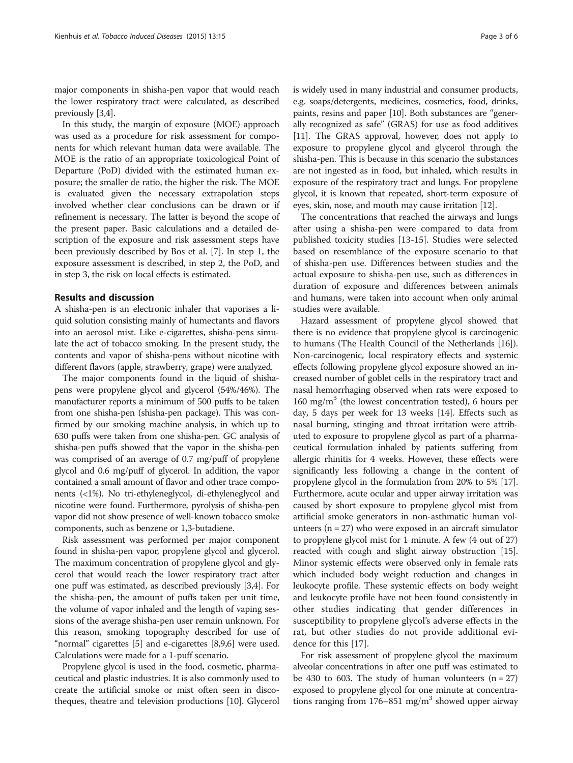major components in shisha-pen vapor that would reach the lower respiratory tract were calculated, as described previously [3,4].

In this study, the margin of exposure (MOE) approach was used as a procedure for risk assessment for components for which relevant human data were available. The MOE is the ratio of an appropriate toxicological Point of Departure (PoD) divided with the estimated human exposure; the smaller de ratio, the higher the risk. The MOE is evaluated given the necessary extrapolation steps involved whether clear conclusions can be drawn or if refinement is necessary. The latter is beyond the scope of the present paper. Basic calculations and a detailed description of the exposure and risk assessment steps have been previously described by Bos et al. [7]. In step 1, the exposure assessment is described, in step 2, the PoD, and in step 3, the risk on local effects is estimated.

## Results and discussion

A shisha-pen is an electronic inhaler that vaporises a liquid solution consisting mainly of humectants and flavors into an aerosol mist. Like e-cigarettes, shisha-pens simulate the act of tobacco smoking. In the present study, the contents and vapor of shisha-pens without nicotine with different flavors (apple, strawberry, grape) were analyzed.

The major components found in the liquid of shisha-pens were propylene glycol and glycerol (54%/46%). The manufacturer reports a minimum of 500 puffs to be taken from one shisha-pen (shisha-pen package). This was confirmed by our smoking machine analysis, in which up to 630 puffs were taken from one shisha-pen. GC analysis of shisha-pen puffs showed that the vapor in the shisha-pen was comprised of an average of 0.7 mg/puff of propylene glycol and 0.6 mg/puff of glycerol. In addition, the vapor contained a small amount of flavor and other trace components (<1%). No tri-ethyleneglycol, di-ethyleneglycol and nicotine were found. Furthermore, pyrolysis of shisha-pen vapor did not show presence of well-known tobacco smoke components, such as benzene or 1,3-butadiene.

Risk assessment was performed per major component found in shisha-pen vapor, propylene glycol and glycerol. The maximum concentration of propylene glycol and glycerol that would reach the lower respiratory tract after one puff was estimated, as described previously [3,4]. For the shisha-pen, the amount of puffs taken per unit time, the volume of vapor inhaled and the length of vaping sessions of the average shisha-pen user remain unknown. For this reason, smoking topography described for use of "normal" cigarettes [5] and e-cigarettes [8,9,6] were used. Calculations were made for a 1-puff scenario.

Propylene glycol is used in the food, cosmetic, pharmaceutical and plastic industries. It is also commonly used to create the artificial smoke or mist often seen in discotheques, theatre and television productions [10]. Glycerol is widely used in many industrial and consumer products, e.g. soaps/detergents, medicines, cosmetics, food, drinks, paints, resins and paper [10]. Both substances are "generally recognized as safe" (GRAS) for use as food additives [11]. The GRAS approval, however, does not apply to exposure to propylene glycol and glycerol through the shisha-pen. This is because in this scenario the substances are not ingested as in food, but inhaled, which results in exposure of the respiratory tract and lungs. For propylene glycol, it is known that repeated, short-term exposure of eyes, skin, nose, and mouth may cause irritation [12].

The concentrations that reached the airways and lungs after using a shisha-pen were compared to data from published toxicity studies [13-15]. Studies were selected based on resemblance of the exposure scenario to that of shisha-pen use. Differences between studies and the actual exposure to shisha-pen use, such as differences in duration of exposure and differences between animals and humans, were taken into account when only animal studies were available.

Hazard assessment of propylene glycol showed that there is no evidence that propylene glycol is carcinogenic to humans (The Health Council of the Netherlands [16]). Non-carcinogenic, local respiratory effects and systemic effects following propylene glycol exposure showed an increased number of goblet cells in the respiratory tract and nasal hemorrhaging observed when rats were exposed to 160 mg/m$^3$ (the lowest concentration tested), 6 hours per day, 5 days per week for 13 weeks [14]. Effects such as nasal burning, stinging and throat irritation were attributed to exposure to propylene glycol as part of a pharmaceutical formulation inhaled by patients suffering from allergic rhinitis for 4 weeks. However, these effects were significantly less following a change in the content of propylene glycol in the formulation from 20% to 5% [17]. Furthermore, acute ocular and upper airway irritation was caused by short exposure to propylene glycol mist from artificial smoke generators in non-asthmatic human volunteers (n = 27) who were exposed in an aircraft simulator to propylene glycol mist for 1 minute. A few (4 out of 27) reacted with cough and slight airway obstruction [15]. Minor systemic effects were observed only in female rats which included body weight reduction and changes in leukocyte profile. These systemic effects on body weight and leukocyte profile have not been found consistently in other studies indicating that gender differences in susceptibility to propylene glycol's adverse effects in the rat, but other studies do not provide additional evidence for this [17].

For risk assessment of propylene glycol the maximum alveolar concentrations in after one puff was estimated to be 430 to 603. The study of human volunteers (n = 27) exposed to propylene glycol for one minute at concentrations ranging from 176–851 mg/m$^3$ showed upper airway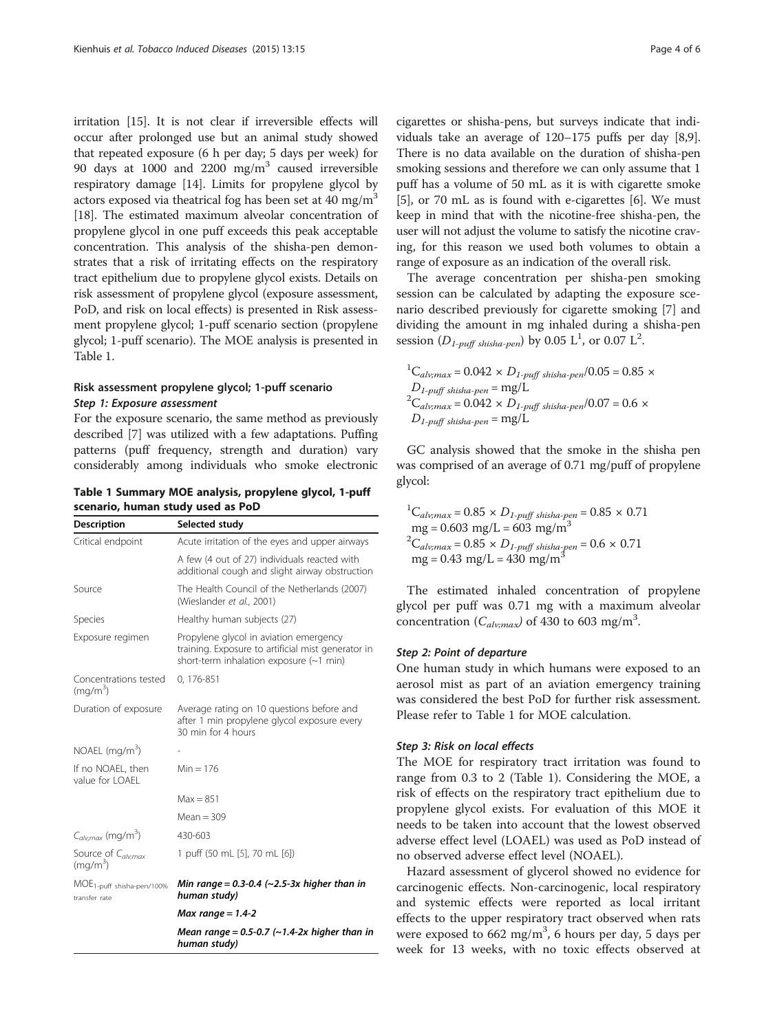irritation [15]. It is not clear if irreversible effects will occur after prolonged use but an animal study showed that repeated exposure (6 h per day; 5 days per week) for 90 days at 1000 and 2200 mg/m$^3$ caused irreversible respiratory damage [14]. Limits for propylene glycol by actors exposed via theatrical fog has been set at 40 mg/m$^3$ [18]. The estimated maximum alveolar concentration of propylene glycol in one puff exceeds this peak acceptable concentration. This analysis of the shisha-pen demonstrates that a risk of irritating effects on the respiratory tract epithelium due to propylene glycol exists. Details on risk assessment of propylene glycol (exposure assessment, PoD, and risk on local effects) is presented in Risk assessment propylene glycol; 1-puff scenario section (propylene glycol; 1-puff scenario). The MOE analysis is presented in Table 1.

### Risk assessment propylene glycol; 1-puff scenario

#### *Step 1: Exposure assessment*

For the exposure scenario, the same method as previously described [7] was utilized with a few adaptations. Puffing patterns (puff frequency, strength and duration) vary considerably among individuals who smoke electronic cigarettes or shisha-pens, but surveys indicate that individuals take an average of 120–175 puffs per day [8,9]. There is no data available on the duration of shisha-pen smoking sessions and therefore we can only assume that 1 puff has a volume of 50 mL as it is with cigarette smoke [5], or 70 mL as is found with e-cigarettes [6]. We must keep in mind that with the nicotine-free shisha-pen, the user will not adjust the volume to satisfy the nicotine craving, for this reason we used both volumes to obtain a range of exposure as an indication of the overall risk.

The average concentration per shisha-pen smoking session can be calculated by adapting the exposure scenario described previously for cigarette smoking [7] and dividing the amount in mg inhaled during a shisha-pen session ($D_{1\text{-}puff\ shisha\text{-}pen}$) by 0.05 L[1], or 0.07 L[2].

[1] $C_{alv;max} = 0.042 \times D_{1\text{-}puff\ shisha\text{-}pen}/0.05 = 0.85 \times D_{1\text{-}puff\ shisha\text{-}pen} = \text{mg/L}$
[2] $C_{alv;max} = 0.042 \times D_{1\text{-}puff\ shisha\text{-}pen}/0.07 = 0.6 \times D_{1\text{-}puff\ shisha\text{-}pen} = \text{mg/L}$

GC analysis showed that the smoke in the shisha pen was comprised of an average of 0.71 mg/puff of propylene glycol:

[1] $C_{alv;max} = 0.85 \times D_{1\text{-}puff\ shisha\text{-}pen} = 0.85 \times 0.71\ \text{mg} = 0.603\ \text{mg/L} = 603\ \text{mg/m}^3$
[2] $C_{alv;max} = 0.85 \times D_{1\text{-}puff\ shisha\text{-}pen} = 0.6 \times 0.71\ \text{mg} = 0.43\ \text{mg/L} = 430\ \text{mg/m}^3$

The estimated inhaled concentration of propylene glycol per puff was 0.71 mg with a maximum alveolar concentration ($C_{alv;max}$) of 430 to 603 mg/m$^3$.

#### *Step 2: Point of departure*

One human study in which humans were exposed to an aerosol mist as part of an aviation emergency training was considered the best PoD for further risk assessment. Please refer to Table 1 for MOE calculation.

#### *Step 3: Risk on local effects*

The MOE for respiratory tract irritation was found to range from 0.3 to 2 (Table 1). Considering the MOE, a risk of effects on the respiratory tract epithelium due to propylene glycol exists. For evaluation of this MOE it needs to be taken into account that the lowest observed adverse effect level (LOAEL) was used as PoD instead of no observed adverse effect level (NOAEL).

Hazard assessment of glycerol showed no evidence for carcinogenic effects. Non-carcinogenic, local respiratory and systemic effects were reported as local irritant effects to the upper respiratory tract observed when rats were exposed to 662 mg/m$^3$, 6 hours per day, 5 days per week for 13 weeks, with no toxic effects observed at

**Table 1 Summary MOE analysis, propylene glycol, 1-puff scenario, human study used as PoD**

| Description | Selected study |
|---|---|
| Critical endpoint | Acute irritation of the eyes and upper airways |
| | A few (4 out of 27) individuals reacted with additional cough and slight airway obstruction |
| Source | The Health Council of the Netherlands (2007) (Wieslander *et al.*, 2001) |
| Species | Healthy human subjects (27) |
| Exposure regimen | Propylene glycol in aviation emergency training. Exposure to artificial mist generator in short-term inhalation exposure (~1 min) |
| Concentrations tested (mg/m$^3$) | 0, 176-851 |
| Duration of exposure | Average rating on 10 questions before and after 1 min propylene glycol exposure every 30 min for 4 hours |
| NOAEL (mg/m$^3$) | - |
| If no NOAEL, then value for LOAEL | Min = 176 |
| | Max = 851 |
| | Mean = 309 |
| $C_{alv;max}$ (mg/m$^3$) | 430-603 |
| Source of $C_{alv;max}$ (mg/m$^3$) | 1 puff (50 mL [5], 70 mL [6]) |
| $MOE_{1\text{-}puff\ shisha\text{-}pen/100\%\ transfer\ rate}$ | ***Min range = 0.3-0.4 (~2.5-3x higher than in human study)*** |
| | ***Max range = 1.4-2*** |
| | ***Mean range = 0.5-0.7 (~1.4-2x higher than in human study)*** |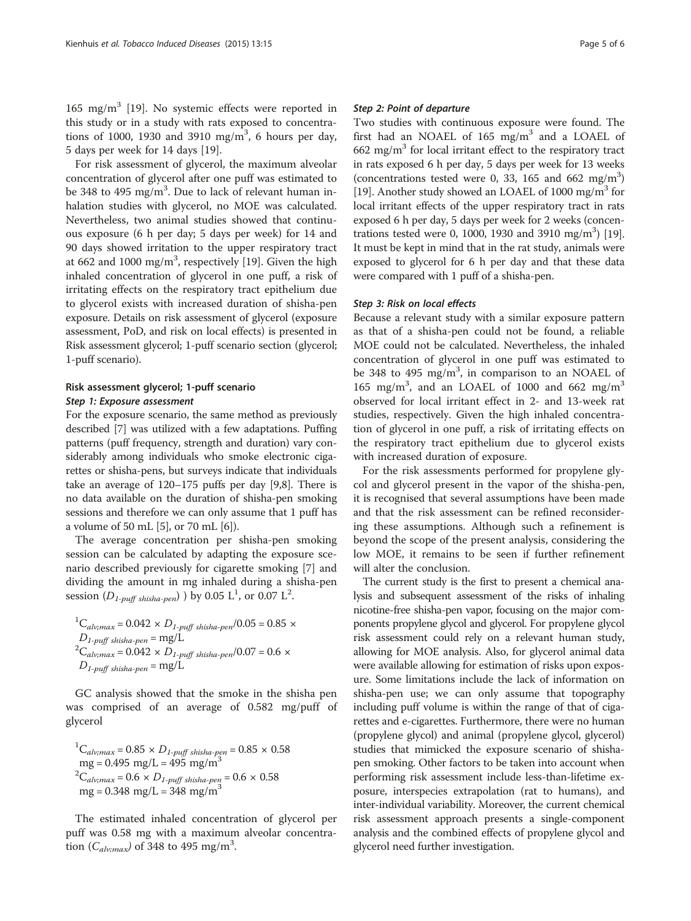165 mg/m$^3$ [19]. No systemic effects were reported in this study or in a study with rats exposed to concentrations of 1000, 1930 and 3910 mg/m$^3$, 6 hours per day, 5 days per week for 14 days [19].

For risk assessment of glycerol, the maximum alveolar concentration of glycerol after one puff was estimated to be 348 to 495 mg/m$^3$. Due to lack of relevant human inhalation studies with glycerol, no MOE was calculated. Nevertheless, two animal studies showed that continuous exposure (6 h per day; 5 days per week) for 14 and 90 days showed irritation to the upper respiratory tract at 662 and 1000 mg/m$^3$, respectively [19]. Given the high inhaled concentration of glycerol in one puff, a risk of irritating effects on the respiratory tract epithelium due to glycerol exists with increased duration of shisha-pen exposure. Details on risk assessment of glycerol (exposure assessment, PoD, and risk on local effects) is presented in Risk assessment glycerol; 1-puff scenario section (glycerol; 1-puff scenario).

### Risk assessment glycerol; 1-puff scenario

#### *Step 1: Exposure assessment*

For the exposure scenario, the same method as previously described [7] was utilized with a few adaptations. Puffing patterns (puff frequency, strength and duration) vary considerably among individuals who smoke electronic cigarettes or shisha-pens, but surveys indicate that individuals take an average of 120–175 puffs per day [9,8]. There is no data available on the duration of shisha-pen smoking sessions and therefore we can only assume that 1 puff has a volume of 50 mL [5], or 70 mL [6]).

The average concentration per shisha-pen smoking session can be calculated by adapting the exposure scenario described previously for cigarette smoking [7] and dividing the amount in mg inhaled during a shisha-pen session ($D_{1\text{-}puff\ shisha\text{-}pen}$) ) by 0.05 L[1], or 0.07 L[2].

[1]$C_{alv;max} = 0.042 \times D_{1\text{-}puff\ shisha\text{-}pen}/0.05 = 0.85 \times D_{1\text{-}puff\ shisha\text{-}pen} = \text{mg/L}$
[2]$C_{alv;max} = 0.042 \times D_{1\text{-}puff\ shisha\text{-}pen}/0.07 = 0.6 \times D_{1\text{-}puff\ shisha\text{-}pen} = \text{mg/L}$

GC analysis showed that the smoke in the shisha pen was comprised of an average of 0.582 mg/puff of glycerol

[1]$C_{alv;max} = 0.85 \times D_{1\text{-}puff\ shisha\text{-}pen} = 0.85 \times 0.58\ \text{mg} = 0.495\ \text{mg/L} = 495\ \text{mg/m}^3$
[2]$C_{alv;max} = 0.6 \times D_{1\text{-}puff\ shisha\text{-}pen} = 0.6 \times 0.58\ \text{mg} = 0.348\ \text{mg/L} = 348\ \text{mg/m}^3$

The estimated inhaled concentration of glycerol per puff was 0.58 mg with a maximum alveolar concentration ($C_{alv;max}$) of 348 to 495 mg/m$^3$.

#### *Step 2: Point of departure*

Two studies with continuous exposure were found. The first had an NOAEL of 165 mg/m$^3$ and a LOAEL of 662 mg/m$^3$ for local irritant effect to the respiratory tract in rats exposed 6 h per day, 5 days per week for 13 weeks (concentrations tested were 0, 33, 165 and 662 mg/m$^3$) [19]. Another study showed an LOAEL of 1000 mg/m$^3$ for local irritant effects of the upper respiratory tract in rats exposed 6 h per day, 5 days per week for 2 weeks (concentrations tested were 0, 1000, 1930 and 3910 mg/m$^3$) [19]. It must be kept in mind that in the rat study, animals were exposed to glycerol for 6 h per day and that these data were compared with 1 puff of a shisha-pen.

#### *Step 3: Risk on local effects*

Because a relevant study with a similar exposure pattern as that of a shisha-pen could not be found, a reliable MOE could not be calculated. Nevertheless, the inhaled concentration of glycerol in one puff was estimated to be 348 to 495 mg/m$^3$, in comparison to an NOAEL of 165 mg/m$^3$, and an LOAEL of 1000 and 662 mg/m$^3$ observed for local irritant effect in 2- and 13-week rat studies, respectively. Given the high inhaled concentration of glycerol in one puff, a risk of irritating effects on the respiratory tract epithelium due to glycerol exists with increased duration of exposure.

For the risk assessments performed for propylene glycol and glycerol present in the vapor of the shisha-pen, it is recognised that several assumptions have been made and that the risk assessment can be refined reconsidering these assumptions. Although such a refinement is beyond the scope of the present analysis, considering the low MOE, it remains to be seen if further refinement will alter the conclusion.

The current study is the first to present a chemical analysis and subsequent assessment of the risks of inhaling nicotine-free shisha-pen vapor, focusing on the major components propylene glycol and glycerol. For propylene glycol risk assessment could rely on a relevant human study, allowing for MOE analysis. Also, for glycerol animal data were available allowing for estimation of risks upon exposure. Some limitations include the lack of information on shisha-pen use; we can only assume that topography including puff volume is within the range of that of cigarettes and e-cigarettes. Furthermore, there were no human (propylene glycol) and animal (propylene glycol, glycerol) studies that mimicked the exposure scenario of shisha-pen smoking. Other factors to be taken into account when performing risk assessment include less-than-lifetime exposure, interspecies extrapolation (rat to humans), and inter-individual variability. Moreover, the current chemical risk assessment approach presents a single-component analysis and the combined effects of propylene glycol and glycerol need further investigation.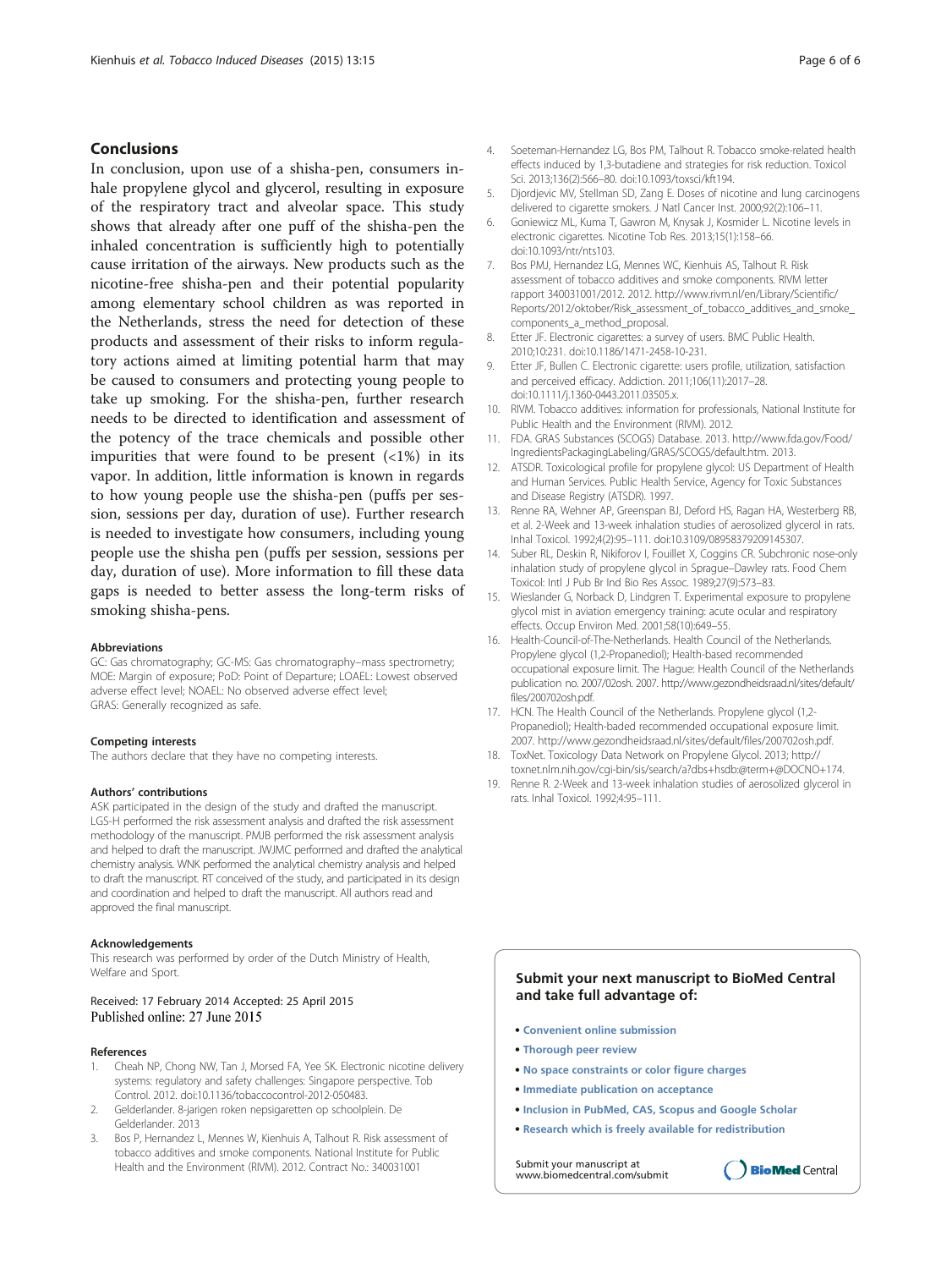## Conclusions

In conclusion, upon use of a shisha-pen, consumers inhale propylene glycol and glycerol, resulting in exposure of the respiratory tract and alveolar space. This study shows that already after one puff of the shisha-pen the inhaled concentration is sufficiently high to potentially cause irritation of the airways. New products such as the nicotine-free shisha-pen and their potential popularity among elementary school children as was reported in the Netherlands, stress the need for detection of these products and assessment of their risks to inform regulatory actions aimed at limiting potential harm that may be caused to consumers and protecting young people to take up smoking. For the shisha-pen, further research needs to be directed to identification and assessment of the potency of the trace chemicals and possible other impurities that were found to be present (<1%) in its vapor. In addition, little information is known in regards to how young people use the shisha-pen (puffs per session, sessions per day, duration of use). Further research is needed to investigate how consumers, including young people use the shisha pen (puffs per session, sessions per day, duration of use). More information to fill these data gaps is needed to better assess the long-term risks of smoking shisha-pens.

#### Abbreviations

GC: Gas chromatography; GC-MS: Gas chromatography–mass spectrometry; MOE: Margin of exposure; PoD: Point of Departure; LOAEL: Lowest observed adverse effect level; NOAEL: No observed adverse effect level; GRAS: Generally recognized as safe.

#### Competing interests

The authors declare that they have no competing interests.

#### Authors' contributions

ASK participated in the design of the study and drafted the manuscript. LGS-H performed the risk assessment analysis and drafted the risk assessment methodology of the manuscript. PMJB performed the risk assessment analysis and helped to draft the manuscript. JWJMC performed and drafted the analytical chemistry analysis. WNK performed the analytical chemistry analysis and helped to draft the manuscript. RT conceived of the study, and participated in its design and coordination and helped to draft the manuscript. All authors read and approved the final manuscript.

#### Acknowledgements

This research was performed by order of the Dutch Ministry of Health, Welfare and Sport.

Received: 17 February 2014 Accepted: 25 April 2015
Published online: 27 June 2015

#### References

1. Cheah NP, Chong NW, Tan J, Morsed FA, Yee SK. Electronic nicotine delivery systems: regulatory and safety challenges: Singapore perspective. Tob Control. 2012. doi:10.1136/tobaccocontrol-2012-050483.
2. Gelderlander. 8-jarigen roken nepsigaretten op schoolplein. De Gelderlander. 2013
3. Bos P, Hernandez L, Mennes W, Kienhuis A, Talhout R. Risk assessment of tobacco additives and smoke components. National Institute for Public Health and the Environment (RIVM). 2012. Contract No.: 340031001
4. Soeteman-Hernandez LG, Bos PM, Talhout R. Tobacco smoke-related health effects induced by 1,3-butadiene and strategies for risk reduction. Toxicol Sci. 2013;136(2):566–80. doi:10.1093/toxsci/kft194.
5. Djordjevic MV, Stellman SD, Zang E. Doses of nicotine and lung carcinogens delivered to cigarette smokers. J Natl Cancer Inst. 2000;92(2):106–11.
6. Goniewicz ML, Kuma T, Gawron M, Knysak J, Kosmider L. Nicotine levels in electronic cigarettes. Nicotine Tob Res. 2013;15(1):158–66. doi:10.1093/ntr/nts103.
7. Bos PMJ, Hernandez LG, Mennes WC, Kienhuis AS, Talhout R. Risk assessment of tobacco additives and smoke components. RIVM letter rapport 340031001/2012. 2012. http://www.rivm.nl/en/Library/Scientific/Reports/2012/oktober/Risk_assessment_of_tobacco_additives_and_smoke_components_a_method_proposal.
8. Etter JF. Electronic cigarettes: a survey of users. BMC Public Health. 2010;10:231. doi:10.1186/1471-2458-10-231.
9. Etter JF, Bullen C. Electronic cigarette: users profile, utilization, satisfaction and perceived efficacy. Addiction. 2011;106(11):2017–28. doi:10.1111/j.1360-0443.2011.03505.x.
10. RIVM. Tobacco additives: information for professionals, National Institute for Public Health and the Environment (RIVM). 2012.
11. FDA. GRAS Substances (SCOGS) Database. 2013. http://www.fda.gov/Food/IngredientsPackagingLabeling/GRAS/SCOGS/default.htm. 2013.
12. ATSDR. Toxicological profile for propylene glycol: US Department of Health and Human Services. Public Health Service, Agency for Toxic Substances and Disease Registry (ATSDR). 1997.
13. Renne RA, Wehner AP, Greenspan BJ, Deford HS, Ragan HA, Westerberg RB, et al. 2-Week and 13-week inhalation studies of aerosolized glycerol in rats. Inhal Toxicol. 1992;4(2):95–111. doi:10.3109/08958379209145307.
14. Suber RL, Deskin R, Nikiforov I, Fouillet X, Coggins CR. Subchronic nose-only inhalation study of propylene glycol in Sprague–Dawley rats. Food Chem Toxicol: Intl J Pub Br Ind Bio Res Assoc. 1989;27(9):573–83.
15. Wieslander G, Norback D, Lindgren T. Experimental exposure to propylene glycol mist in aviation emergency training: acute ocular and respiratory effects. Occup Environ Med. 2001;58(10):649–55.
16. Health-Council-of-The-Netherlands. Health Council of the Netherlands. Propylene glycol (1,2-Propanediol); Health-based recommended occupational exposure limit. The Hague: Health Council of the Netherlands publication no. 2007/02osh. 2007. http://www.gezondheidsraad.nl/sites/default/files/200702osh.pdf.
17. HCN. The Health Council of the Netherlands. Propylene glycol (1,2-Propanediol); Health-baded recommended occupational exposure limit. 2007. http://www.gezondheidsraad.nl/sites/default/files/200702osh.pdf.
18. ToxNet. Toxicology Data Network on Propylene Glycol. 2013; http://toxnet.nlm.nih.gov/cgi-bin/sis/search/a?dbs+hsdb:@term+@DOCNO+174.
19. Renne R. 2-Week and 13-week inhalation studies of aerosolized glycerol in rats. Inhal Toxicol. 1992;4:95–111.

**Submit your next manuscript to BioMed Central and take full advantage of:**

- Convenient online submission
- Thorough peer review
- No space constraints or color figure charges
- Immediate publication on acceptance
- Inclusion in PubMed, CAS, Scopus and Google Scholar
- Research which is freely available for redistribution

Submit your manuscript at www.biomedcentral.com/submit

BioMed Central